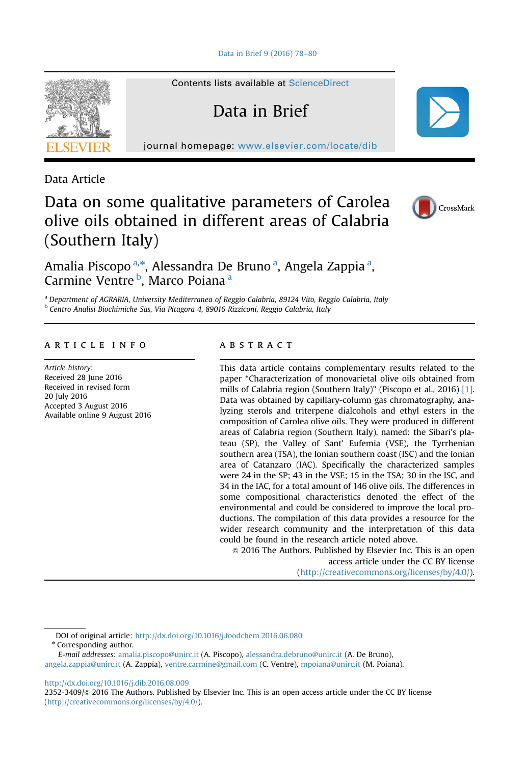Data Article

# Data on some qualitative parameters of Carolea olive oils obtained in different areas of Calabria (Southern Italy)

Amalia Piscopo [a,*], Alessandra De Bruno [a], Angela Zappia [a], Carmine Ventre [b], Marco Poiana [a]

[a] Department of AGRARIA, University Mediterranea of Reggio Calabria, 89124 Vito, Reggio Calabria, Italy
[b] Centro Analisi Biochimiche Sas, Via Pitagora 4, 89016 Rizziconi, Reggio Calabria, Italy

## ARTICLE INFO

*Article history:*
Received 28 June 2016
Received in revised form
20 July 2016
Accepted 3 August 2016
Available online 9 August 2016

## ABSTRACT

This data article contains complementary results related to the paper "Characterization of monovarietal olive oils obtained from mills of Calabria region (Southern Italy)" (Piscopo et al., 2016) [1]. Data was obtained by capillary-column gas chromatography, analyzing sterols and triterpene dialcohols and ethyl esters in the composition of Carolea olive oils. They were produced in different areas of Calabria region (Southern Italy), named: the Sibari's plateau (SP), the Valley of Sant' Eufemia (VSE), the Tyrrhenian southern area (TSA), the Ionian southern coast (ISC) and the Ionian area of Catanzaro (IAC). Specifically the characterized samples were 24 in the SP; 43 in the VSE; 15 in the TSA; 30 in the ISC, and 34 in the IAC, for a total amount of 146 olive oils. The differences in some compositional characteristics denoted the effect of the environmental and could be considered to improve the local productions. The compilation of this data provides a resource for the wider research community and the interpretation of this data could be found in the research article noted above.

© 2016 The Authors. Published by Elsevier Inc. This is an open access article under the CC BY license (http://creativecommons.org/licenses/by/4.0/).

---

DOI of original article: http://dx.doi.org/10.1016/j.foodchem.2016.06.080

\* Corresponding author.

*E-mail addresses:* amalia.piscopo@unirc.it (A. Piscopo), alessandra.debruno@unirc.it (A. De Bruno), angela.zappia@unirc.it (A. Zappia), ventre.carmine@gmail.com (C. Ventre), mpoiana@unirc.it (M. Poiana).

http://dx.doi.org/10.1016/j.dib.2016.08.009
2352-3409/© 2016 The Authors. Published by Elsevier Inc. This is an open access article under the CC BY license (http://creativecommons.org/licenses/by/4.0/).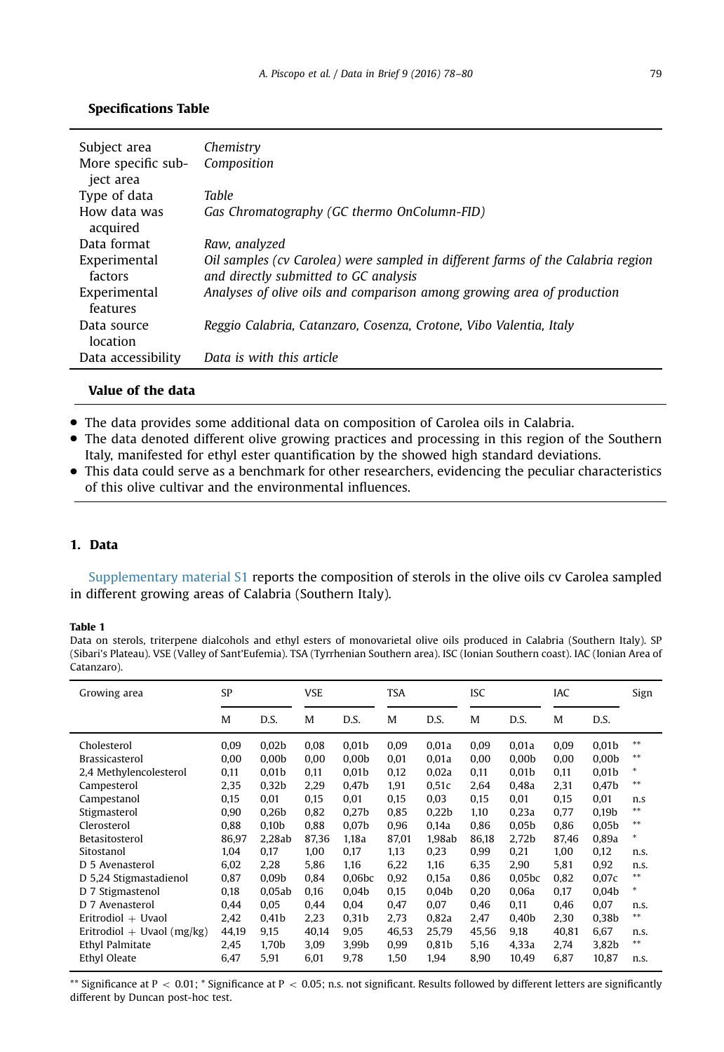### Specifications Table

| | |
|---|---|
| Subject area | *Chemistry* |
| More specific subject area | *Composition* |
| Type of data | *Table* |
| How data was acquired | *Gas Chromatography (GC thermo OnColumn-FID)* |
| Data format | *Raw, analyzed* |
| Experimental factors | *Oil samples (cv Carolea) were sampled in different farms of the Calabria region and directly submitted to GC analysis* |
| Experimental features | *Analyses of olive oils and comparison among growing area of production* |
| Data source location | *Reggio Calabria, Catanzaro, Cosenza, Crotone, Vibo Valentia, Italy* |
| Data accessibility | *Data is with this article* |

### Value of the data

- The data provides some additional data on composition of Carolea oils in Calabria.
- The data denoted different olive growing practices and processing in this region of the Southern Italy, manifested for ethyl ester quantification by the showed high standard deviations.
- This data could serve as a benchmark for other researchers, evidencing the peculiar characteristics of this olive cultivar and the environmental influences.

## 1. Data

Supplementary material S1 reports the composition of sterols in the olive oils cv Carolea sampled in different growing areas of Calabria (Southern Italy).

**Table 1**
Data on sterols, triterpene dialcohols and ethyl esters of monovarietal olive oils produced in Calabria (Southern Italy). SP (Sibari's Plateau). VSE (Valley of Sant'Eufemia). TSA (Tyrrhenian Southern area). ISC (Ionian Southern coast). IAC (Ionian Area of Catanzaro).

| Growing area | SP | | VSE | | TSA | | ISC | | IAC | | Sign |
|---|---|---|---|---|---|---|---|---|---|---|---|
| | M | D.S. | M | D.S. | M | D.S. | M | D.S. | M | D.S. | |
| Cholesterol | 0,09 | 0,02b | 0,08 | 0,01b | 0,09 | 0,01a | 0,09 | 0,01a | 0,09 | 0,01b | ** |
| Brassicasterol | 0,00 | 0,00b | 0,00 | 0,00b | 0,01 | 0,01a | 0,00 | 0,00b | 0,00 | 0,00b | ** |
| 2,4 Methylencolesterol | 0,11 | 0,01b | 0,11 | 0,01b | 0,12 | 0,02a | 0,11 | 0,01b | 0,11 | 0,01b | * |
| Campesterol | 2,35 | 0,32b | 2,29 | 0,47b | 1,91 | 0,51c | 2,64 | 0,48a | 2,31 | 0,47b | ** |
| Campestanol | 0,15 | 0,01 | 0,15 | 0,01 | 0,15 | 0,03 | 0,15 | 0,01 | 0,15 | 0,01 | n.s |
| Stigmasterol | 0,90 | 0,26b | 0,82 | 0,27b | 0,85 | 0,22b | 1,10 | 0,23a | 0,77 | 0,19b | ** |
| Clerosterol | 0,88 | 0,10b | 0,88 | 0,07b | 0,96 | 0,14a | 0,86 | 0,05b | 0,86 | 0,05b | ** |
| Betasitosterol | 86,97 | 2,28ab | 87,36 | 1,18a | 87,01 | 1,98ab | 86,18 | 2,72b | 87,46 | 0,89a | * |
| Sitostanol | 1,04 | 0,17 | 1,00 | 0,17 | 1,13 | 0,23 | 0,99 | 0,21 | 1,00 | 0,12 | n.s. |
| D 5 Avenasterol | 6,02 | 2,28 | 5,86 | 1,16 | 6,22 | 1,16 | 6,35 | 2,90 | 5,81 | 0,92 | n.s. |
| D 5,24 Stigmastadienol | 0,87 | 0,09b | 0,84 | 0,06bc | 0,92 | 0,15a | 0,86 | 0,05bc | 0,82 | 0,07c | ** |
| D 7 Stigmastenol | 0,18 | 0,05ab | 0,16 | 0,04b | 0,15 | 0,04b | 0,20 | 0,06a | 0,17 | 0,04b | * |
| D 7 Avenasterol | 0,44 | 0,05 | 0,44 | 0,04 | 0,47 | 0,07 | 0,46 | 0,11 | 0,46 | 0,07 | n.s. |
| Eritrodiol + Uvaol | 2,42 | 0,41b | 2,23 | 0,31b | 2,73 | 0,82a | 2,47 | 0,40b | 2,30 | 0,38b | ** |
| Eritrodiol + Uvaol (mg/kg) | 44,19 | 9,15 | 40,14 | 9,05 | 46,53 | 25,79 | 45,56 | 9,18 | 40,81 | 6,67 | n.s. |
| Ethyl Palmitate | 2,45 | 1,70b | 3,09 | 3,99b | 0,99 | 0,81b | 5,16 | 4,33a | 2,74 | 3,82b | ** |
| Ethyl Oleate | 6,47 | 5,91 | 6,01 | 9,78 | 1,50 | 1,94 | 8,90 | 10,49 | 6,87 | 10,87 | n.s. |

** Significance at $P < 0.01$; * Significance at $P < 0.05$; n.s. not significant. Results followed by different letters are significantly different by Duncan post-hoc test.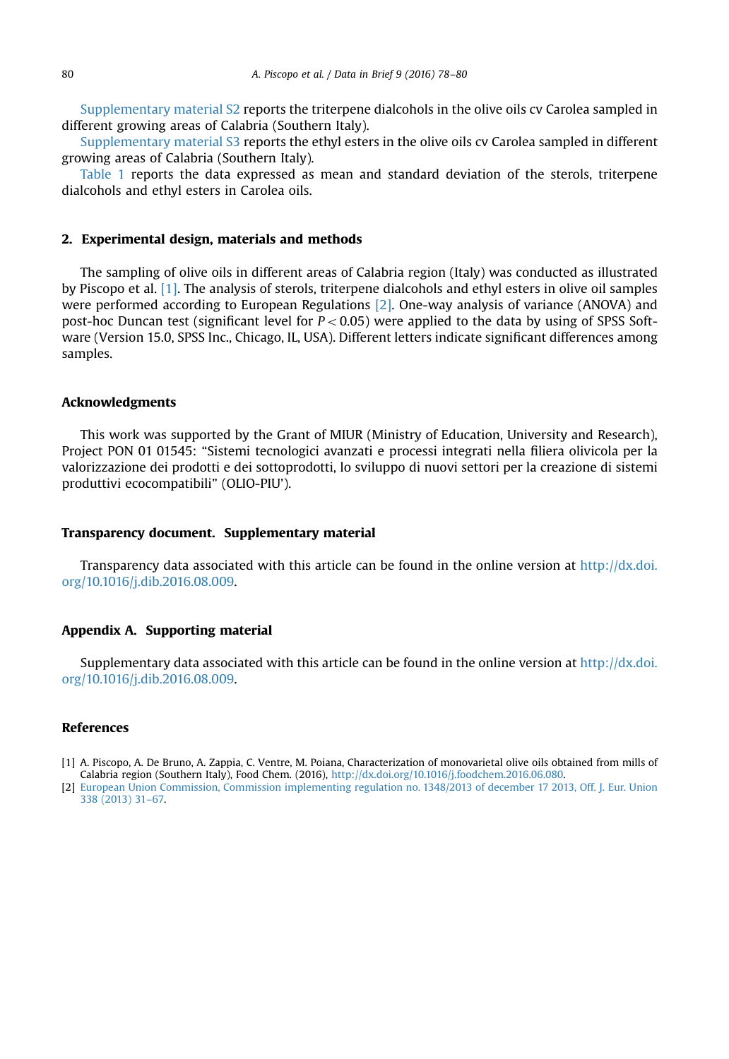Supplementary material S2 reports the triterpene dialcohols in the olive oils cv Carolea sampled in different growing areas of Calabria (Southern Italy).

Supplementary material S3 reports the ethyl esters in the olive oils cv Carolea sampled in different growing areas of Calabria (Southern Italy).

Table 1 reports the data expressed as mean and standard deviation of the sterols, triterpene dialcohols and ethyl esters in Carolea oils.

## 2. Experimental design, materials and methods

The sampling of olive oils in different areas of Calabria region (Italy) was conducted as illustrated by Piscopo et al. [1]. The analysis of sterols, triterpene dialcohols and ethyl esters in olive oil samples were performed according to European Regulations [2]. One-way analysis of variance (ANOVA) and post-hoc Duncan test (significant level for $P < 0.05$) were applied to the data by using of SPSS Software (Version 15.0, SPSS Inc., Chicago, IL, USA). Different letters indicate significant differences among samples.

## Acknowledgments

This work was supported by the Grant of MIUR (Ministry of Education, University and Research), Project PON 01 01545: “Sistemi tecnologici avanzati e processi integrati nella filiera olivicola per la valorizzazione dei prodotti e dei sottoprodotti, lo sviluppo di nuovi settori per la creazione di sistemi produttivi ecocompatibili” (OLIO-PIU').

## Transparency document. Supplementary material

Transparency data associated with this article can be found in the online version at http://dx.doi.org/10.1016/j.dib.2016.08.009.

## Appendix A. Supporting material

Supplementary data associated with this article can be found in the online version at http://dx.doi.org/10.1016/j.dib.2016.08.009.

## References

[1] A. Piscopo, A. De Bruno, A. Zappia, C. Ventre, M. Poiana, Characterization of monovarietal olive oils obtained from mills of Calabria region (Southern Italy), Food Chem. (2016), http://dx.doi.org/10.1016/j.foodchem.2016.06.080.

[2] European Union Commission, Commission implementing regulation no. 1348/2013 of december 17 2013, Off. J. Eur. Union 338 (2013) 31–67.